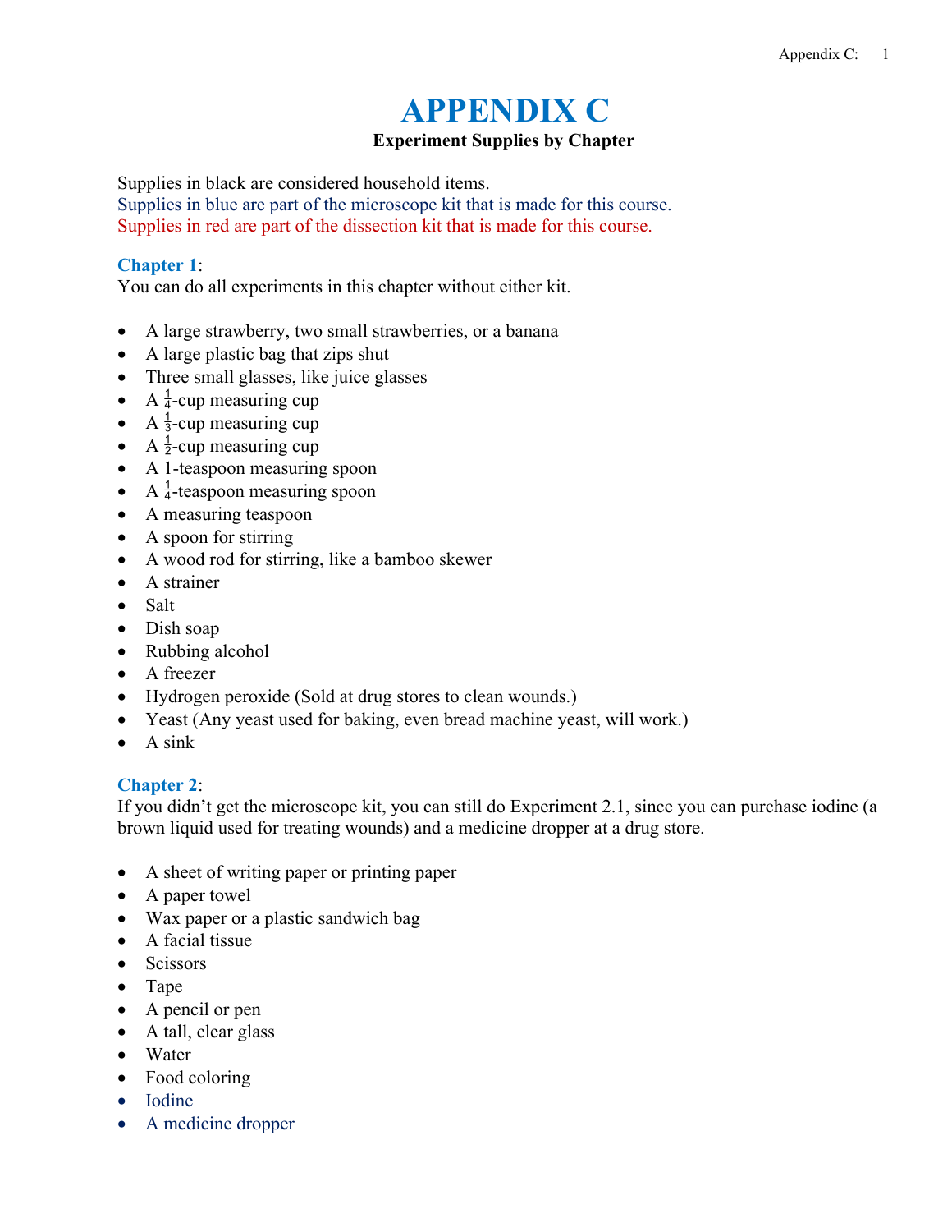# APPENDIX C

**Experiment Supplies by Chapter**

Supplies in black are considered household items.
Supplies in blue are part of the microscope kit that is made for this course.
Supplies in red are part of the dissection kit that is made for this course.

## Chapter 1:

You can do all experiments in this chapter without either kit.

- A large strawberry, two small strawberries, or a banana
- A large plastic bag that zips shut
- Three small glasses, like juice glasses
- A $\frac{1}{4}$-cup measuring cup
- A $\frac{1}{3}$-cup measuring cup
- A $\frac{1}{2}$-cup measuring cup
- A 1-teaspoon measuring spoon
- A $\frac{1}{4}$-teaspoon measuring spoon
- A measuring teaspoon
- A spoon for stirring
- A wood rod for stirring, like a bamboo skewer
- A strainer
- Salt
- Dish soap
- Rubbing alcohol
- A freezer
- Hydrogen peroxide (Sold at drug stores to clean wounds.)
- Yeast (Any yeast used for baking, even bread machine yeast, will work.)
- A sink

## Chapter 2:

If you didn't get the microscope kit, you can still do Experiment 2.1, since you can purchase iodine (a brown liquid used for treating wounds) and a medicine dropper at a drug store.

- A sheet of writing paper or printing paper
- A paper towel
- Wax paper or a plastic sandwich bag
- A facial tissue
- Scissors
- Tape
- A pencil or pen
- A tall, clear glass
- Water
- Food coloring
- Iodine
- A medicine dropper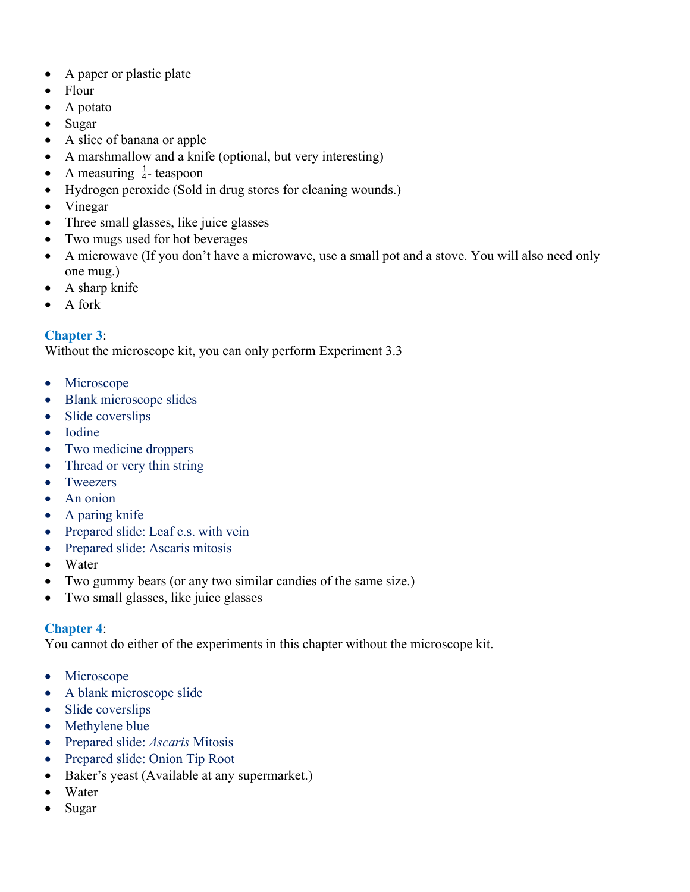- A paper or plastic plate
- Flour
- A potato
- Sugar
- A slice of banana or apple
- A marshmallow and a knife (optional, but very interesting)
- A measuring $\frac{1}{4}$- teaspoon
- Hydrogen peroxide (Sold in drug stores for cleaning wounds.)
- Vinegar
- Three small glasses, like juice glasses
- Two mugs used for hot beverages
- A microwave (If you don't have a microwave, use a small pot and a stove. You will also need only one mug.)
- A sharp knife
- A fork

**Chapter 3**:
Without the microscope kit, you can only perform Experiment 3.3

- Microscope
- Blank microscope slides
- Slide coverslips
- Iodine
- Two medicine droppers
- Thread or very thin string
- Tweezers
- An onion
- A paring knife
- Prepared slide: Leaf c.s. with vein
- Prepared slide: Ascaris mitosis
- Water
- Two gummy bears (or any two similar candies of the same size.)
- Two small glasses, like juice glasses

**Chapter 4**:
You cannot do either of the experiments in this chapter without the microscope kit.

- Microscope
- A blank microscope slide
- Slide coverslips
- Methylene blue
- Prepared slide: *Ascaris* Mitosis
- Prepared slide: Onion Tip Root
- Baker's yeast (Available at any supermarket.)
- Water
- Sugar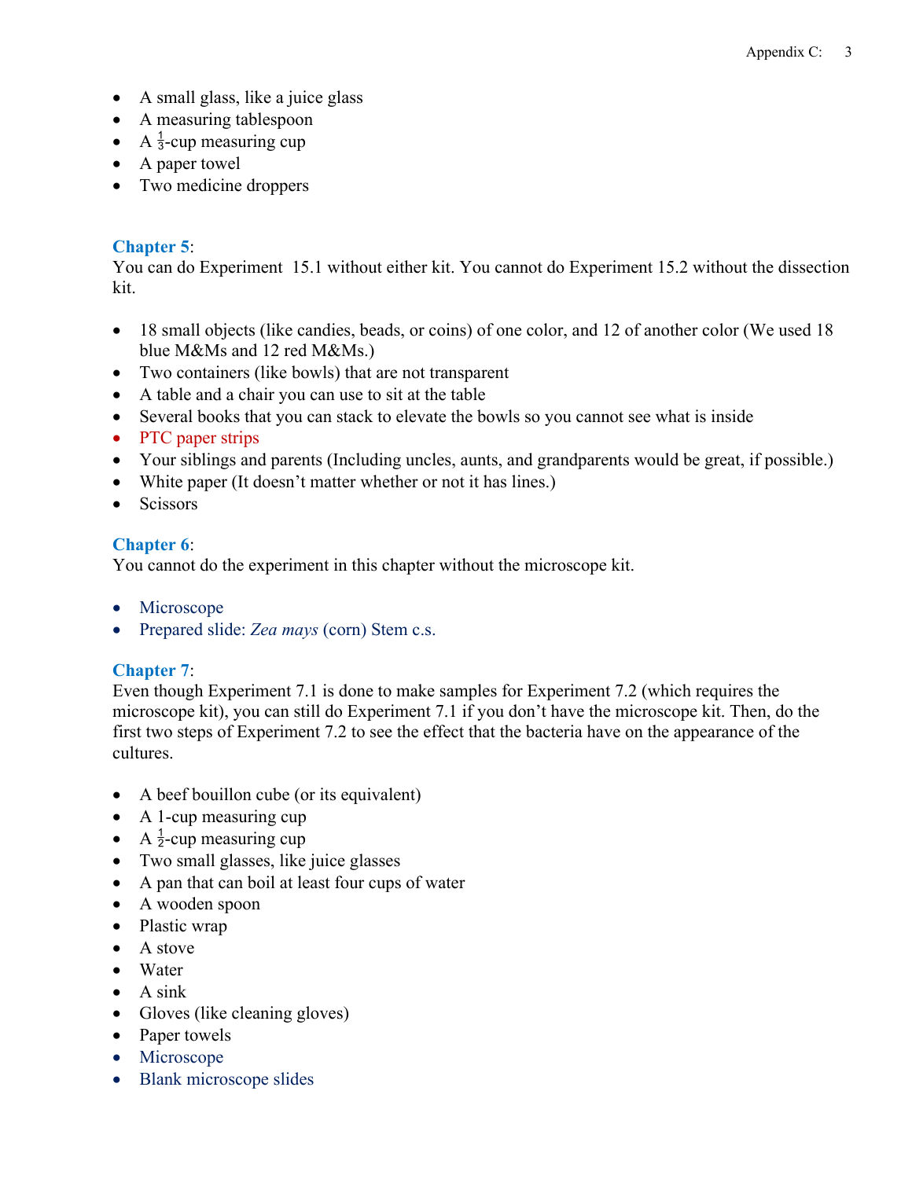- A small glass, like a juice glass
- A measuring tablespoon
- A $\frac{1}{3}$-cup measuring cup
- A paper towel
- Two medicine droppers

**Chapter 5**:
You can do Experiment  15.1 without either kit. You cannot do Experiment 15.2 without the dissection kit.

- 18 small objects (like candies, beads, or coins) of one color, and 12 of another color (We used 18 blue M&Ms and 12 red M&Ms.)
- Two containers (like bowls) that are not transparent
- A table and a chair you can use to sit at the table
- Several books that you can stack to elevate the bowls so you cannot see what is inside
- PTC paper strips
- Your siblings and parents (Including uncles, aunts, and grandparents would be great, if possible.)
- White paper (It doesn't matter whether or not it has lines.)
- Scissors

**Chapter 6**:
You cannot do the experiment in this chapter without the microscope kit.

- Microscope
- Prepared slide: *Zea mays* (corn) Stem c.s.

**Chapter 7**:
Even though Experiment 7.1 is done to make samples for Experiment 7.2 (which requires the microscope kit), you can still do Experiment 7.1 if you don't have the microscope kit. Then, do the first two steps of Experiment 7.2 to see the effect that the bacteria have on the appearance of the cultures.

- A beef bouillon cube (or its equivalent)
- A 1-cup measuring cup
- A $\frac{1}{2}$-cup measuring cup
- Two small glasses, like juice glasses
- A pan that can boil at least four cups of water
- A wooden spoon
- Plastic wrap
- A stove
- Water
- A sink
- Gloves (like cleaning gloves)
- Paper towels
- Microscope
- Blank microscope slides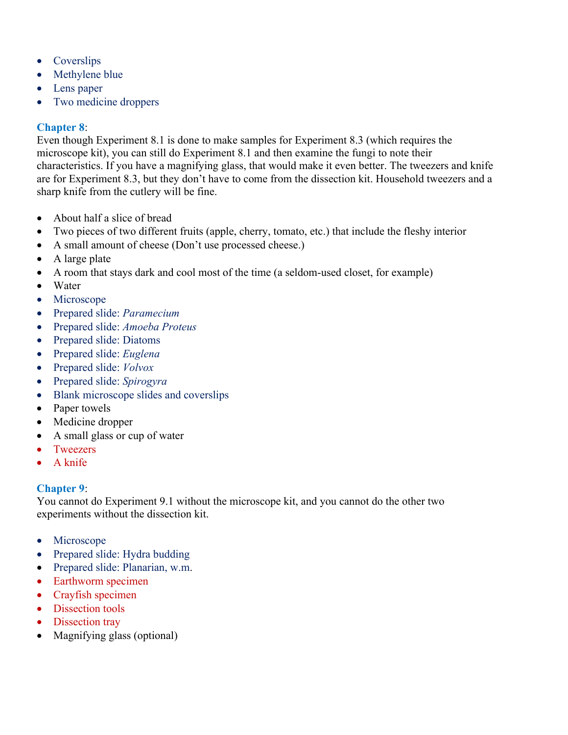- Coverslips
- Methylene blue
- Lens paper
- Two medicine droppers

**Chapter 8**:

Even though Experiment 8.1 is done to make samples for Experiment 8.3 (which requires the microscope kit), you can still do Experiment 8.1 and then examine the fungi to note their characteristics. If you have a magnifying glass, that would make it even better. The tweezers and knife are for Experiment 8.3, but they don't have to come from the dissection kit. Household tweezers and a sharp knife from the cutlery will be fine.

- About half a slice of bread
- Two pieces of two different fruits (apple, cherry, tomato, etc.) that include the fleshy interior
- A small amount of cheese (Don't use processed cheese.)
- A large plate
- A room that stays dark and cool most of the time (a seldom-used closet, for example)
- Water
- Microscope
- Prepared slide: *Paramecium*
- Prepared slide: *Amoeba Proteus*
- Prepared slide: Diatoms
- Prepared slide: *Euglena*
- Prepared slide: *Volvox*
- Prepared slide: *Spirogyra*
- Blank microscope slides and coverslips
- Paper towels
- Medicine dropper
- A small glass or cup of water
- Tweezers
- A knife

**Chapter 9**:

You cannot do Experiment 9.1 without the microscope kit, and you cannot do the other two experiments without the dissection kit.

- Microscope
- Prepared slide: Hydra budding
- Prepared slide: Planarian, w.m.
- Earthworm specimen
- Crayfish specimen
- Dissection tools
- Dissection tray
- Magnifying glass (optional)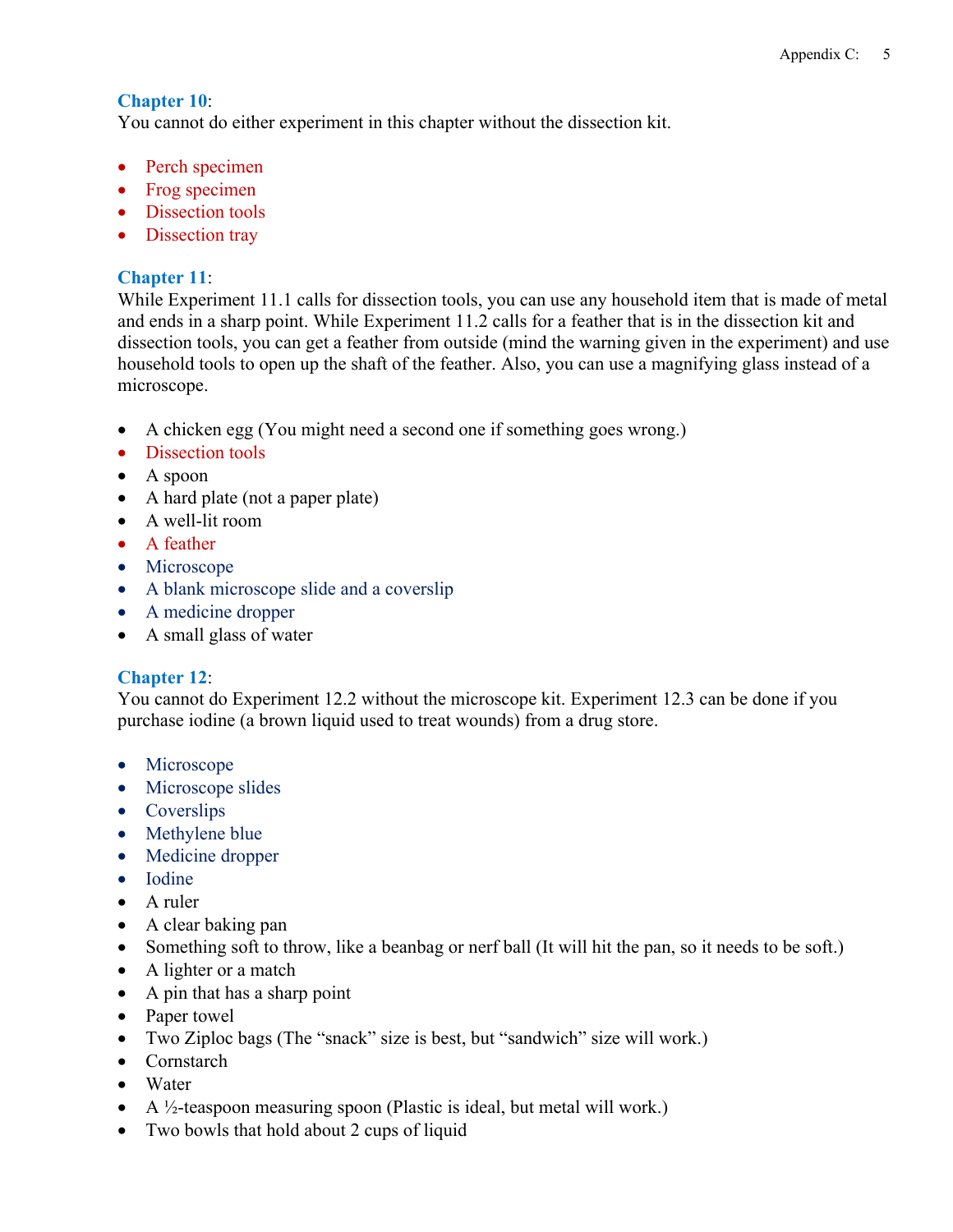**Chapter 10**:
You cannot do either experiment in this chapter without the dissection kit.

- Perch specimen
- Frog specimen
- Dissection tools
- Dissection tray

**Chapter 11**:
While Experiment 11.1 calls for dissection tools, you can use any household item that is made of metal and ends in a sharp point. While Experiment 11.2 calls for a feather that is in the dissection kit and dissection tools, you can get a feather from outside (mind the warning given in the experiment) and use household tools to open up the shaft of the feather. Also, you can use a magnifying glass instead of a microscope.

- A chicken egg (You might need a second one if something goes wrong.)
- Dissection tools
- A spoon
- A hard plate (not a paper plate)
- A well-lit room
- A feather
- Microscope
- A blank microscope slide and a coverslip
- A medicine dropper
- A small glass of water

**Chapter 12**:
You cannot do Experiment 12.2 without the microscope kit. Experiment 12.3 can be done if you purchase iodine (a brown liquid used to treat wounds) from a drug store.

- Microscope
- Microscope slides
- Coverslips
- Methylene blue
- Medicine dropper
- Iodine
- A ruler
- A clear baking pan
- Something soft to throw, like a beanbag or nerf ball (It will hit the pan, so it needs to be soft.)
- A lighter or a match
- A pin that has a sharp point
- Paper towel
- Two Ziploc bags (The "snack" size is best, but "sandwich" size will work.)
- Cornstarch
- Water
- A ½-teaspoon measuring spoon (Plastic is ideal, but metal will work.)
- Two bowls that hold about 2 cups of liquid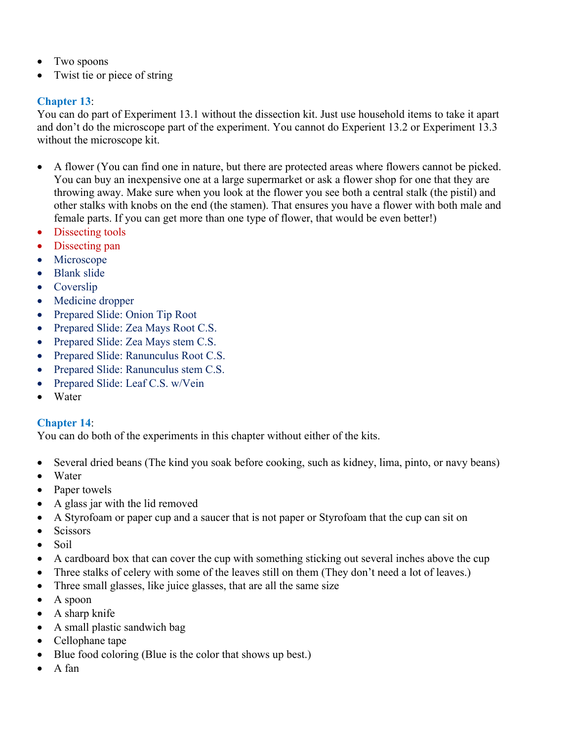- Two spoons
- Twist tie or piece of string

**Chapter 13**:
You can do part of Experiment 13.1 without the dissection kit. Just use household items to take it apart and don't do the microscope part of the experiment. You cannot do Experient 13.2 or Experiment 13.3 without the microscope kit.

- A flower (You can find one in nature, but there are protected areas where flowers cannot be picked. You can buy an inexpensive one at a large supermarket or ask a flower shop for one that they are throwing away. Make sure when you look at the flower you see both a central stalk (the pistil) and other stalks with knobs on the end (the stamen). That ensures you have a flower with both male and female parts. If you can get more than one type of flower, that would be even better!)
- Dissecting tools
- Dissecting pan
- Microscope
- Blank slide
- Coverslip
- Medicine dropper
- Prepared Slide: Onion Tip Root
- Prepared Slide: Zea Mays Root C.S.
- Prepared Slide: Zea Mays stem C.S.
- Prepared Slide: Ranunculus Root C.S.
- Prepared Slide: Ranunculus stem C.S.
- Prepared Slide: Leaf C.S. w/Vein
- Water

**Chapter 14**:
You can do both of the experiments in this chapter without either of the kits.

- Several dried beans (The kind you soak before cooking, such as kidney, lima, pinto, or navy beans)
- Water
- Paper towels
- A glass jar with the lid removed
- A Styrofoam or paper cup and a saucer that is not paper or Styrofoam that the cup can sit on
- Scissors
- Soil
- A cardboard box that can cover the cup with something sticking out several inches above the cup
- Three stalks of celery with some of the leaves still on them (They don't need a lot of leaves.)
- Three small glasses, like juice glasses, that are all the same size
- A spoon
- A sharp knife
- A small plastic sandwich bag
- Cellophane tape
- Blue food coloring (Blue is the color that shows up best.)
- A fan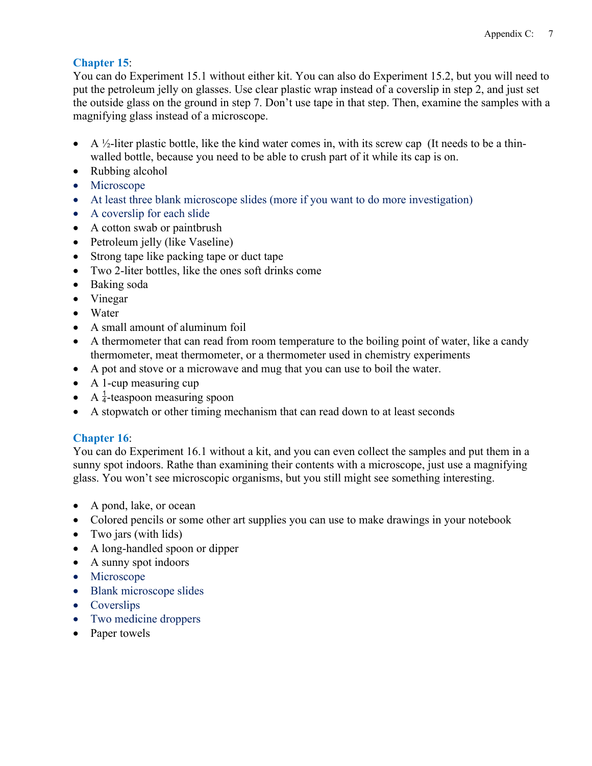**Chapter 15**:
You can do Experiment 15.1 without either kit. You can also do Experiment 15.2, but you will need to put the petroleum jelly on glasses. Use clear plastic wrap instead of a coverslip in step 2, and just set the outside glass on the ground in step 7. Don't use tape in that step. Then, examine the samples with a magnifying glass instead of a microscope.

- A ½-liter plastic bottle, like the kind water comes in, with its screw cap (It needs to be a thin-walled bottle, because you need to be able to crush part of it while its cap is on.
- Rubbing alcohol
- Microscope
- At least three blank microscope slides (more if you want to do more investigation)
- A coverslip for each slide
- A cotton swab or paintbrush
- Petroleum jelly (like Vaseline)
- Strong tape like packing tape or duct tape
- Two 2-liter bottles, like the ones soft drinks come
- Baking soda
- Vinegar
- Water
- A small amount of aluminum foil
- A thermometer that can read from room temperature to the boiling point of water, like a candy thermometer, meat thermometer, or a thermometer used in chemistry experiments
- A pot and stove or a microwave and mug that you can use to boil the water.
- A 1-cup measuring cup
- A $\frac{1}{4}$-teaspoon measuring spoon
- A stopwatch or other timing mechanism that can read down to at least seconds

**Chapter 16**:
You can do Experiment 16.1 without a kit, and you can even collect the samples and put them in a sunny spot indoors. Rathe than examining their contents with a microscope, just use a magnifying glass. You won't see microscopic organisms, but you still might see something interesting.

- A pond, lake, or ocean
- Colored pencils or some other art supplies you can use to make drawings in your notebook
- Two jars (with lids)
- A long-handled spoon or dipper
- A sunny spot indoors
- Microscope
- Blank microscope slides
- Coverslips
- Two medicine droppers
- Paper towels